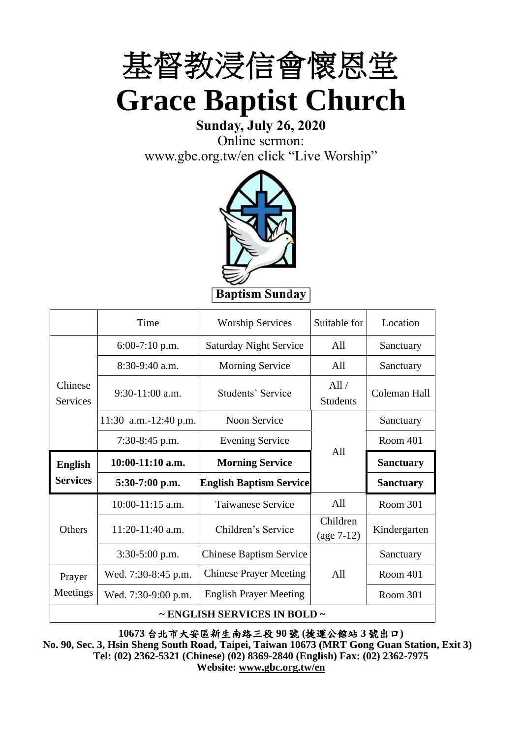# 基督教浸信會懷恩堂

# Grace Baptist Church

**Sunday, July 26, 2020**

Online sermon:
www.gbc.org.tw/en click "Live Worship"

**Baptism Sunday**

| | Time | Worship Services | Suitable for | Location |
|---|---|---|---|---|
| Chinese Services | 6:00-7:10 p.m. | Saturday Night Service | All | Sanctuary |
| | 8:30-9:40 a.m. | Morning Service | All | Sanctuary |
| | 9:30-11:00 a.m. | Students' Service | All / Students | Coleman Hall |
| | 11:30 a.m.-12:40 p.m. | Noon Service | All | Sanctuary |
| | 7:30-8:45 p.m. | Evening Service | All | Room 401 |
| **English Services** | **10:00-11:10 a.m.** | **Morning Service** | All | **Sanctuary** |
| | **5:30-7:00 p.m.** | **English Baptism Service** | All | **Sanctuary** |
| Others | 10:00-11:15 a.m. | Taiwanese Service | All | Room 301 |
| | 11:20-11:40 a.m. | Children's Service | Children (age 7-12) | Kindergarten |
| | 3:30-5:00 p.m. | Chinese Baptism Service | All | Sanctuary |
| Prayer Meetings | Wed. 7:30-8:45 p.m. | Chinese Prayer Meeting | All | Room 401 |
| | Wed. 7:30-9:00 p.m. | English Prayer Meeting | All | Room 301 |
| **~ ENGLISH SERVICES IN BOLD ~** | | | | |

**10673 台北市大安區新生南路三段 90 號 (捷運公館站 3 號出口)**
**No. 90, Sec. 3, Hsin Sheng South Road, Taipei, Taiwan 10673 (MRT Gong Guan Station, Exit 3)**
**Tel: (02) 2362-5321 (Chinese) (02) 8369-2840 (English) Fax: (02) 2362-7975**
**Website: www.gbc.org.tw/en**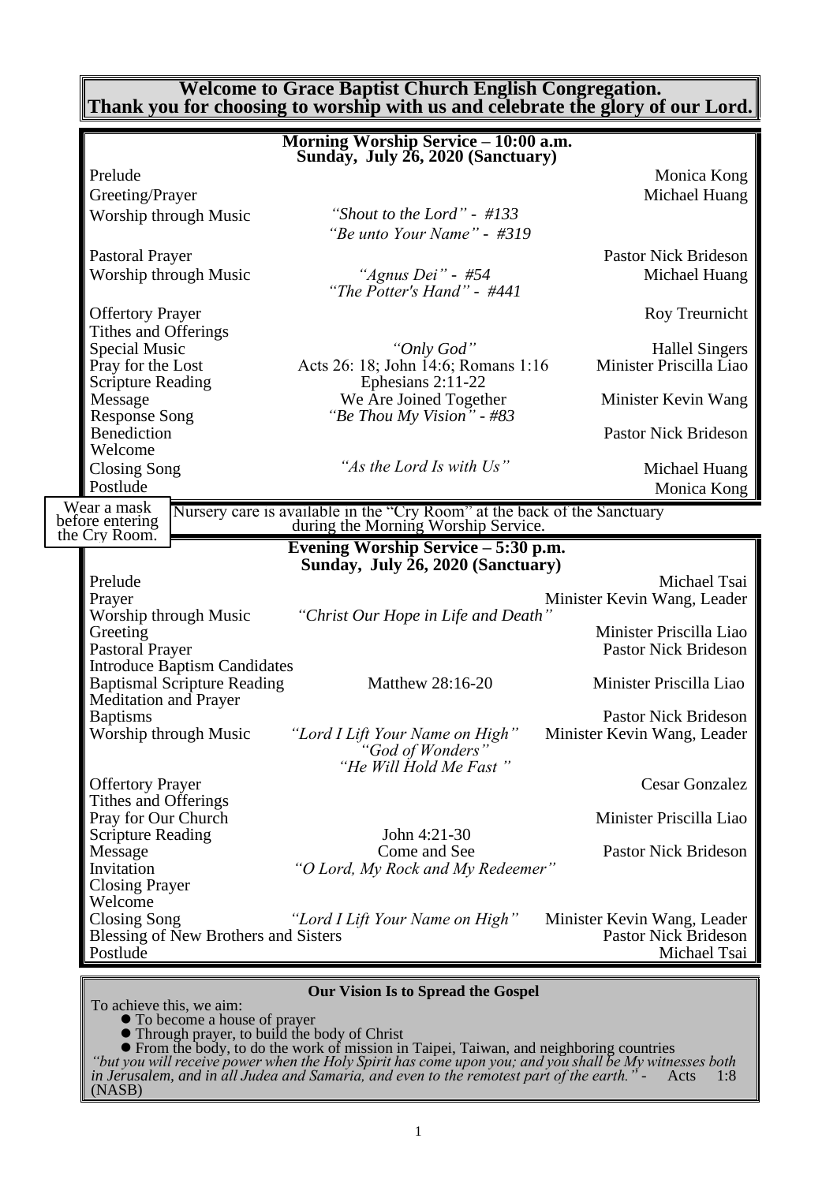**Welcome to Grace Baptist Church English Congregation.**
**Thank you for choosing to worship with us and celebrate the glory of our Lord.**

## Morning Worship Service – 10:00 a.m.
## Sunday, July 26, 2020 (Sanctuary)

| | | |
|---|---|---|
| Prelude | | Monica Kong |
| Greeting/Prayer | | Michael Huang |
| Worship through Music | *"Shout to the Lord" - #133* <br> *"Be unto Your Name" - #319* | |
| Pastoral Prayer | | Pastor Nick Brideson |
| Worship through Music | *"Agnus Dei" - #54* <br> *"The Potter's Hand" - #441* | Michael Huang |
| Offertory Prayer | | Roy Treurnicht |
| Tithes and Offerings | | |
| Special Music | *"Only God"* | Hallel Singers |
| Pray for the Lost | Acts 26: 18; John 14:6; Romans 1:16 | Minister Priscilla Liao |
| Scripture Reading | Ephesians 2:11-22 | |
| Message | We Are Joined Together | Minister Kevin Wang |
| Response Song | *"Be Thou My Vision" - #83* | |
| Benediction | | Pastor Nick Brideson |
| Welcome | | |
| Closing Song | *"As the Lord Is with Us"* | Michael Huang |
| Postlude | | Monica Kong |

Wear a mask before entering the Cry Room.

Nursery care is available in the "Cry Room" at the back of the Sanctuary during the Morning Worship Service.

## Evening Worship Service – 5:30 p.m.
## Sunday, July 26, 2020 (Sanctuary)

| | | |
|---|---|---|
| Prelude | | Michael Tsai |
| Prayer | | Minister Kevin Wang, Leader |
| Worship through Music | *"Christ Our Hope in Life and Death"* | |
| Greeting | | Minister Priscilla Liao |
| Pastoral Prayer | | Pastor Nick Brideson |
| Introduce Baptism Candidates | | |
| Baptismal Scripture Reading | Matthew 28:16-20 | Minister Priscilla Liao |
| Meditation and Prayer | | |
| Baptisms | | Pastor Nick Brideson |
| Worship through Music | *"Lord I Lift Your Name on High"* <br> *"God of Wonders"* <br> *"He Will Hold Me Fast "* | Minister Kevin Wang, Leader |
| Offertory Prayer | | Cesar Gonzalez |
| Tithes and Offerings | | |
| Pray for Our Church | | Minister Priscilla Liao |
| Scripture Reading | John 4:21-30 | |
| Message | Come and See | Pastor Nick Brideson |
| Invitation | *"O Lord, My Rock and My Redeemer"* | |
| Closing Prayer | | |
| Welcome | | |
| Closing Song | *"Lord I Lift Your Name on High"* | Minister Kevin Wang, Leader |
| Blessing of New Brothers and Sisters | | Pastor Nick Brideson |
| Postlude | | Michael Tsai |

**Our Vision Is to Spread the Gospel**

To achieve this, we aim:

- To become a house of prayer
- Through prayer, to build the body of Christ
- From the body, to do the work of mission in Taipei, Taiwan, and neighboring countries

*"but you will receive power when the Holy Spirit has come upon you; and you shall be My witnesses both in Jerusalem, and in all Judea and Samaria, and even to the remotest part of the earth."* - Acts 1:8 (NASB)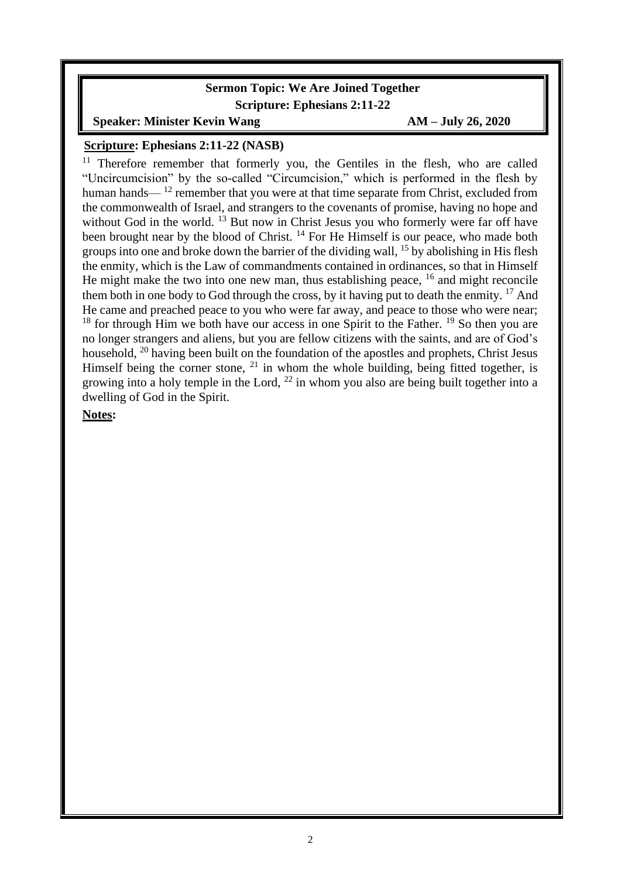**Sermon Topic: We Are Joined Together**

**Scripture: Ephesians 2:11-22**

**Speaker: Minister Kevin Wang** **AM – July 26, 2020**

**Scripture: Ephesians 2:11-22 (NASB)**

[11] Therefore remember that formerly you, the Gentiles in the flesh, who are called "Uncircumcision" by the so-called "Circumcision," which is performed in the flesh by human hands— [12] remember that you were at that time separate from Christ, excluded from the commonwealth of Israel, and strangers to the covenants of promise, having no hope and without God in the world. [13] But now in Christ Jesus you who formerly were far off have been brought near by the blood of Christ. [14] For He Himself is our peace, who made both groups into one and broke down the barrier of the dividing wall, [15] by abolishing in His flesh the enmity, which is the Law of commandments contained in ordinances, so that in Himself He might make the two into one new man, thus establishing peace, [16] and might reconcile them both in one body to God through the cross, by it having put to death the enmity. [17] And He came and preached peace to you who were far away, and peace to those who were near; [18] for through Him we both have our access in one Spirit to the Father. [19] So then you are no longer strangers and aliens, but you are fellow citizens with the saints, and are of God's household, [20] having been built on the foundation of the apostles and prophets, Christ Jesus Himself being the corner stone, [21] in whom the whole building, being fitted together, is growing into a holy temple in the Lord, [22] in whom you also are being built together into a dwelling of God in the Spirit.

**Notes:**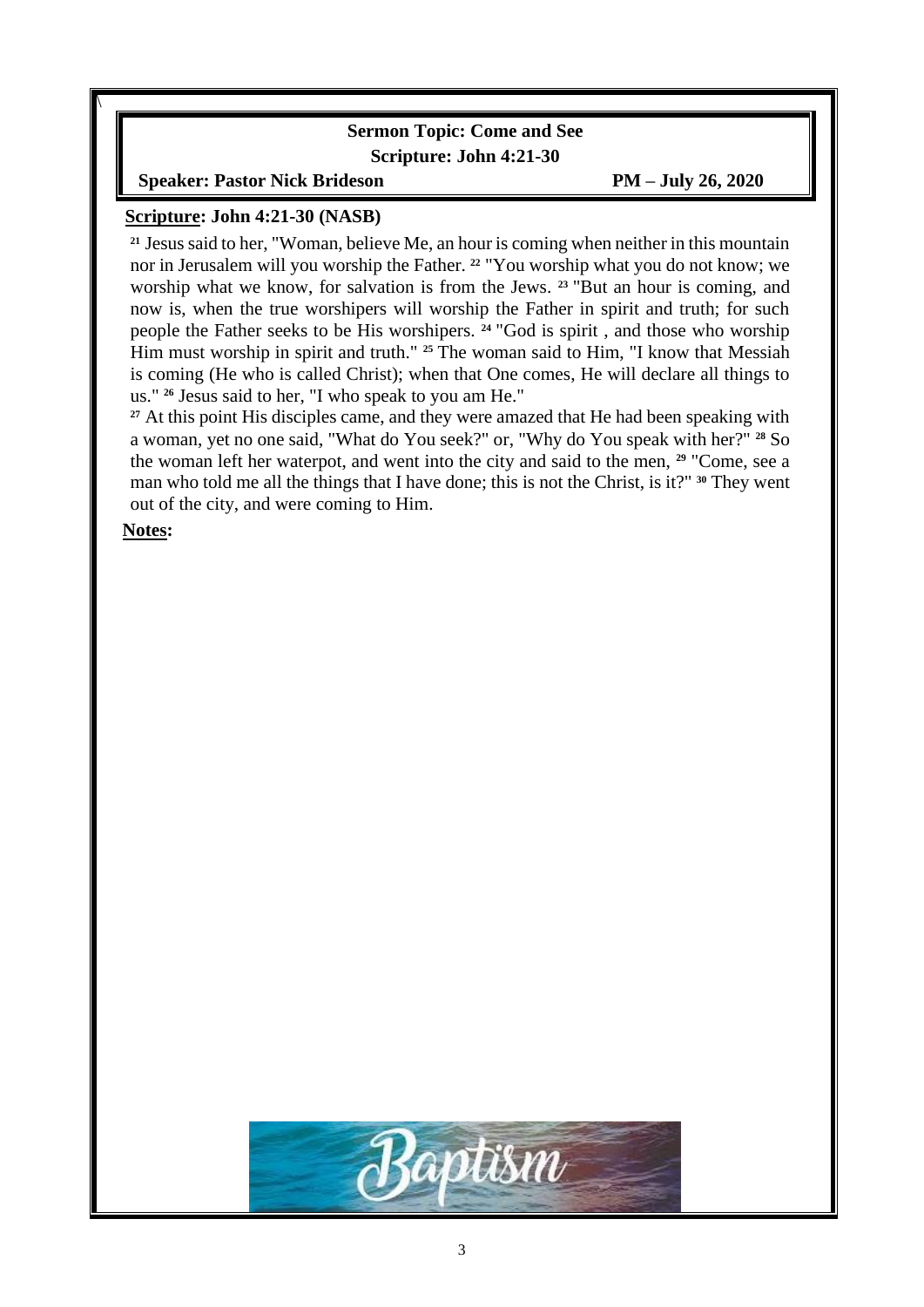**Sermon Topic: Come and See**

**Scripture: John 4:21-30**

**Speaker: Pastor Nick Brideson** PM – July 26, 2020

**Scripture: John 4:21-30 (NASB)**

[21] Jesus said to her, "Woman, believe Me, an hour is coming when neither in this mountain nor in Jerusalem will you worship the Father. [22] "You worship what you do not know; we worship what we know, for salvation is from the Jews. [23] "But an hour is coming, and now is, when the true worshipers will worship the Father in spirit and truth; for such people the Father seeks to be His worshipers. [24] "God is spirit , and those who worship Him must worship in spirit and truth." [25] The woman said to Him, "I know that Messiah is coming (He who is called Christ); when that One comes, He will declare all things to us." [26] Jesus said to her, "I who speak to you am He."

[27] At this point His disciples came, and they were amazed that He had been speaking with a woman, yet no one said, "What do You seek?" or, "Why do You speak with her?" [28] So the woman left her waterpot, and went into the city and said to the men, [29] "Come, see a man who told me all the things that I have done; this is not the Christ, is it?" [30] They went out of the city, and were coming to Him.

**Notes:**

Baptism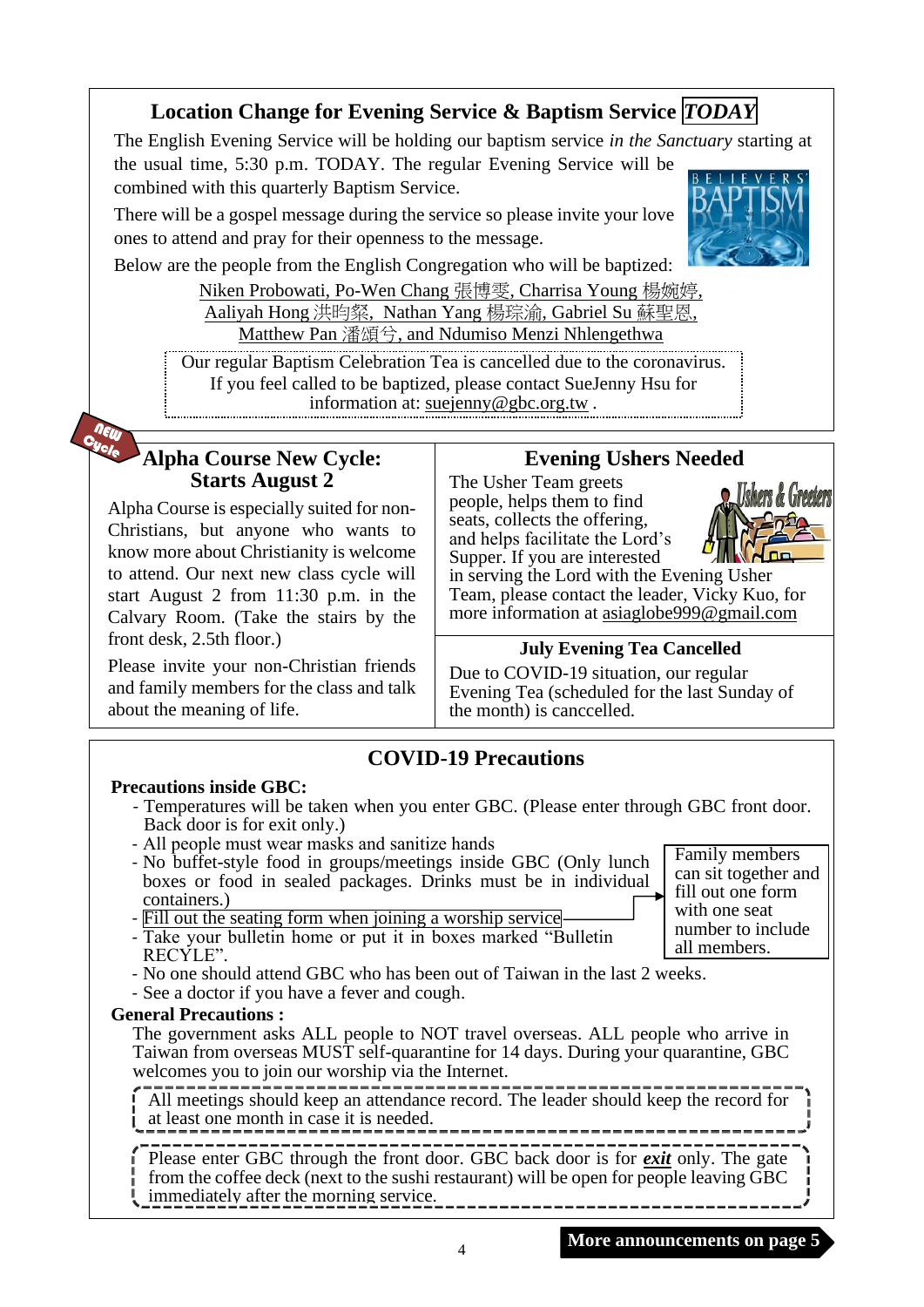## Location Change for Evening Service & Baptism Service *TODAY*

The English Evening Service will be holding our baptism service *in the Sanctuary* starting at the usual time, 5:30 p.m. TODAY. The regular Evening Service will be combined with this quarterly Baptism Service.

There will be a gospel message during the service so please invite your love ones to attend and pray for their openness to the message.

Below are the people from the English Congregation who will be baptized:

Niken Probowati, Po-Wen Chang 張博雯, Charrisa Young 楊婉婷, Aaliyah Hong 洪昀粲, Nathan Yang 楊琮渝, Gabriel Su 蘇聖恩, Matthew Pan 潘頌兮, and Ndumiso Menzi Nhlengethwa

Our regular Baptism Celebration Tea is cancelled due to the coronavirus. If you feel called to be baptized, please contact SueJenny Hsu for information at: suejenny@gbc.org.tw .

## Alpha Course New Cycle: Starts August 2

NEW Cycle

Alpha Course is especially suited for non-Christians, but anyone who wants to know more about Christianity is welcome to attend. Our next new class cycle will start August 2 from 11:30 p.m. in the Calvary Room. (Take the stairs by the front desk, 2.5th floor.)

Please invite your non-Christian friends and family members for the class and talk about the meaning of life.

## Evening Ushers Needed

The Usher Team greets people, helps them to find seats, collects the offering, and helps facilitate the Lord's Supper. If you are interested in serving the Lord with the Evening Usher Team, please contact the leader, Vicky Kuo, for more information at asiaglobe999@gmail.com

### July Evening Tea Cancelled

Due to COVID-19 situation, our regular Evening Tea (scheduled for the last Sunday of the month) is canccelled.

## COVID-19 Precautions

**Precautions inside GBC:**

- Temperatures will be taken when you enter GBC. (Please enter through GBC front door. Back door is for exit only.)
- All people must wear masks and sanitize hands
- No buffet-style food in groups/meetings inside GBC (Only lunch boxes or food in sealed packages. Drinks must be in individual containers.)
- Fill out the seating form when joining a worship service
- Take your bulletin home or put it in boxes marked "Bulletin RECYLE".
- No one should attend GBC who has been out of Taiwan in the last 2 weeks.
- See a doctor if you have a fever and cough.

Family members can sit together and fill out one form with one seat number to include all members.

**General Precautions :**

The government asks ALL people to NOT travel overseas. ALL people who arrive in Taiwan from overseas MUST self-quarantine for 14 days. During your quarantine, GBC welcomes you to join our worship via the Internet.

All meetings should keep an attendance record. The leader should keep the record for at least one month in case it is needed.

Please enter GBC through the front door. GBC back door is for ***exit*** only. The gate from the coffee deck (next to the sushi restaurant) will be open for people leaving GBC immediately after the morning service.

**More announcements on page 5**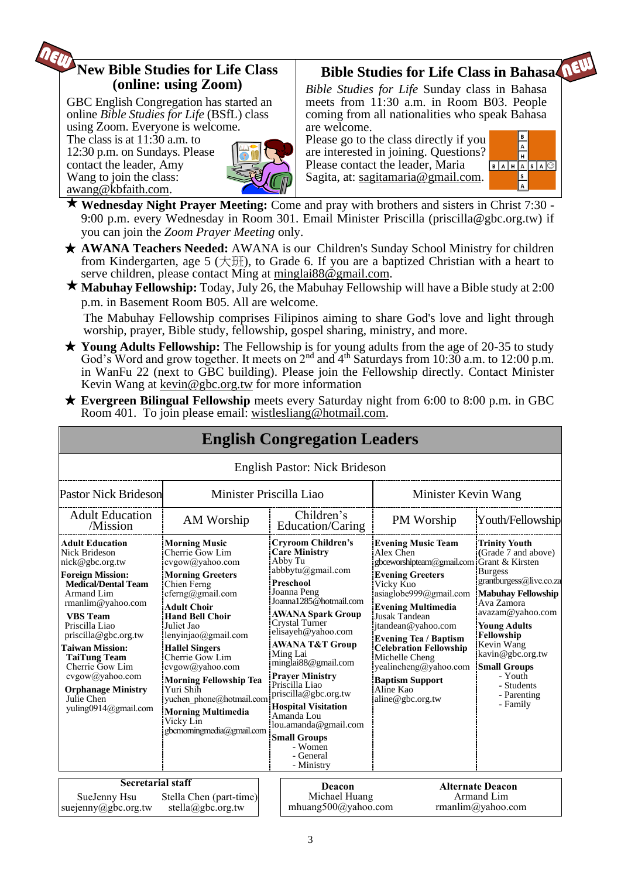## New Bible Studies for Life Class (online: using Zoom)

GBC English Congregation has started an online *Bible Studies for Life* (BSfL) class using Zoom. Everyone is welcome. The class is at 11:30 a.m. to 12:30 p.m. on Sundays. Please contact the leader, Amy Wang to join the class: awang@kbfaith.com.

## Bible Studies for Life Class in Bahasa

*Bible Studies for Life* Sunday class in Bahasa meets from 11:30 a.m. in Room B03. People coming from all nationalities who speak Bahasa are welcome. Please go to the class directly if you are interested in joining. Questions? Please contact the leader, Maria Sagita, at: sagitamaria@gmail.com.

★ **Wednesday Night Prayer Meeting:** Come and pray with brothers and sisters in Christ 7:30 - 9:00 p.m. every Wednesday in Room 301. Email Minister Priscilla (priscilla@gbc.org.tw) if you can join the *Zoom Prayer Meeting* only.

★ **AWANA Teachers Needed:** AWANA is our Children's Sunday School Ministry for children from Kindergarten, age 5 (大班), to Grade 6. If you are a baptized Christian with a heart to serve children, please contact Ming at minglai88@gmail.com.

★ **Mabuhay Fellowship:** Today, July 26, the Mabuhay Fellowship will have a Bible study at 2:00 p.m. in Basement Room B05. All are welcome.

The Mabuhay Fellowship comprises Filipinos aiming to share God's love and light through worship, prayer, Bible study, fellowship, gospel sharing, ministry, and more.

★ **Young Adults Fellowship:** The Fellowship is for young adults from the age of 20-35 to study God's Word and grow together. It meets on 2nd and 4th Saturdays from 10:30 a.m. to 12:00 p.m. in WanFu 22 (next to GBC building). Please join the Fellowship directly. Contact Minister Kevin Wang at kevin@gbc.org.tw for more information

★ **Evergreen Bilingual Fellowship** meets every Saturday night from 6:00 to 8:00 p.m. in GBC Room 401. To join please email: wistlesliang@hotmail.com.

## English Congregation Leaders

English Pastor: Nick Brideson

| Pastor Nick Brideson | Minister Priscilla Liao | | Minister Kevin Wang | |
|---|---|---|---|---|
| Adult Education /Mission | AM Worship | Children's Education/Caring | PM Worship | Youth/Fellowship |
| **Adult Education** Nick Brideson nick@gbc.org.tw<br>**Foreign Mission:** **Medical/Dental Team** Armand Lim rmanlim@yahoo.com<br>**VBS Team** Priscilla Liao priscilla@gbc.org.tw<br>**Taiwan Mission:** **TaiTung Team** Cherrie Gow Lim cvgow@yahoo.com<br>**Orphanage Ministry** Julie Chen yuling0914@gmail.com | **Morning Music** Cherrie Gow Lim cvgow@yahoo.com<br>**Morning Greeters** Chien Ferng cferng@gmail.com<br>**Adult Choir** **Hand Bell Choir** Juliet Jao lenyinjao@gmail.com<br>**Hallel Singers** Cherrie Gow Lim cvgow@yahoo.com<br>**Morning Fellowship Tea** Yuri Shih yuchen_phone@hotmail.com<br>**Morning Multimedia** Vicky Lin gbcmorningmedia@gmail.com | **Cryroom Children's Care Ministry** Abby Tu abbbytu@gmail.com<br>**Preschool** Joanna Peng Joanna1285@hotmail.com<br>**AWANA Spark Group** Crystal Turner elisayeh@yahoo.com<br>**AWANA T&T Group** Ming Lai minglai88@gmail.com<br>**Prayer Ministry** Priscilla Liao priscilla@gbc.org.tw<br>**Hospital Visitation** Amanda Lou lou.amanda@gmail.com<br>**Small Groups** - Women - General - Ministry | **Evening Music Team** Alex Chen gbceworshipteam@gmail.com<br>**Evening Greeters** Vicky Kuo asiaglobe999@gmail.com<br>**Evening Multimedia** Jusak Tandean jtandean@yahoo.com<br>**Evening Tea / Baptism Celebration Fellowship** Michelle Cheng yealincheng@yahoo.com<br>**Baptism Support** Aline Kao aline@gbc.org.tw | **Trinity Youth** (Grade 7 and above) Grant & Kirsten Burgess grantburgess@live.co.za<br>**Mabuhay Fellowship** Ava Zamora avazam@yahoo.com<br>**Young Adults Fellowship** Kevin Wang kavin@gbc.org.tw<br>**Small Groups** - Youth - Students - Parenting - Family |

| Secretarial staff | |
|---|---|
| SueJenny Hsu suejenny@gbc.org.tw | Stella Chen (part-time) stella@gbc.org.tw |

| Deacon | Alternate Deacon |
|---|---|
| Michael Huang mhuang500@yahoo.com | Armand Lim rmanlim@yahoo.com |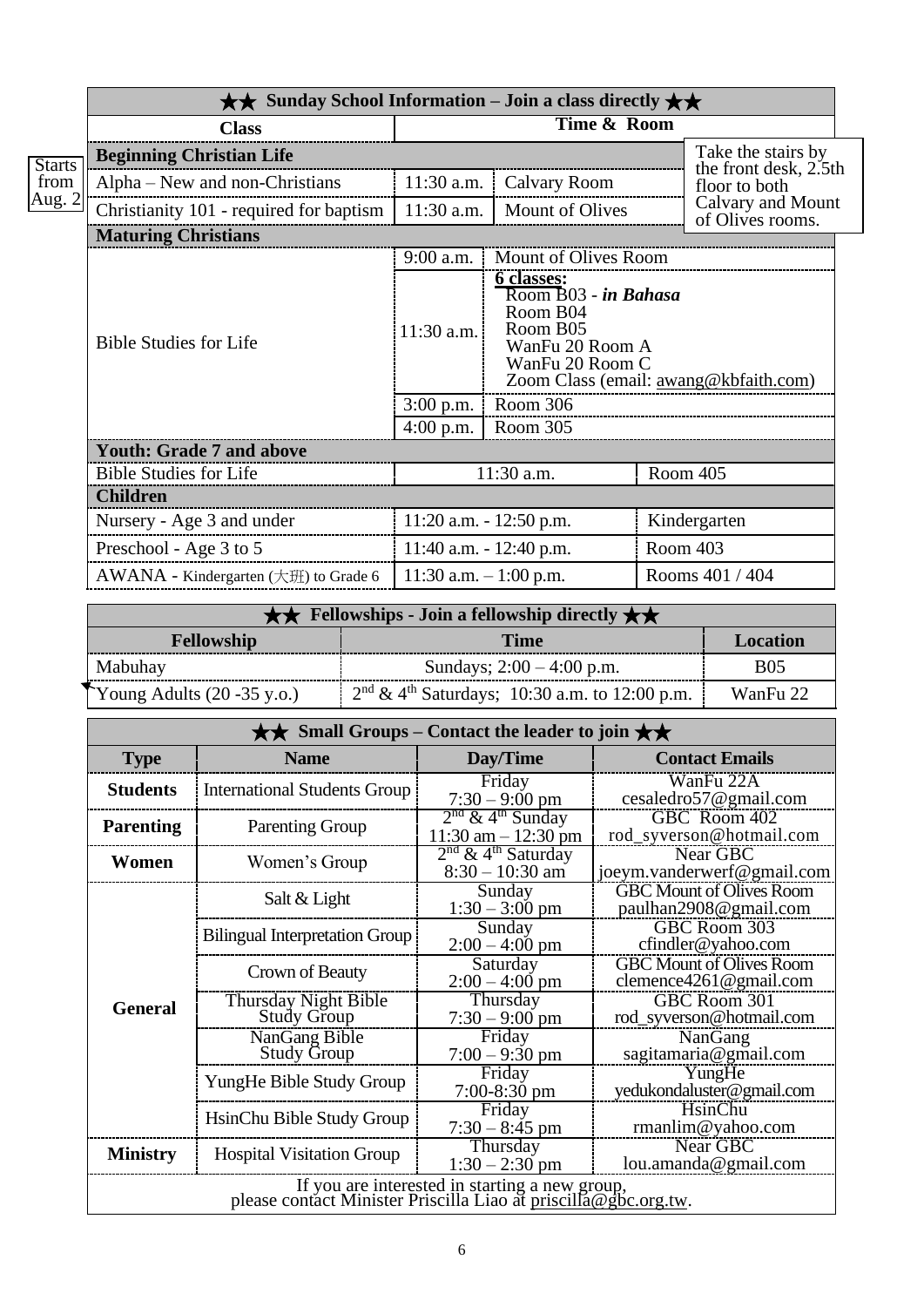## ★★ Sunday School Information – Join a class directly ★★

| Class | Time & Room | | |
|---|---|---|---|
| **Beginning Christian Life** | | | Take the stairs by the front desk, 2.5th floor to both Calvary and Mount of Olives rooms. |
| Alpha – New and non-Christians (Starts from Aug. 2) | 11:30 a.m. | Calvary Room | |
| Christianity 101 - required for baptism | 11:30 a.m. | Mount of Olives | |
| **Maturing Christians** | | | |
| Bible Studies for Life | 9:00 a.m. | Mount of Olives Room | |
| | 11:30 a.m. | **6 classes:** Room B03 - ***in Bahasa***; Room B04; Room B05; WanFu 20 Room A; WanFu 20 Room C; Zoom Class (email: awang@kbfaith.com) | |
| | 3:00 p.m. | Room 306 | |
| | 4:00 p.m. | Room 305 | |
| **Youth: Grade 7 and above** | | | |
| Bible Studies for Life | 11:30 a.m. | | Room 405 |
| **Children** | | | |
| Nursery - Age 3 and under | 11:20 a.m. - 12:50 p.m. | | Kindergarten |
| Preschool - Age 3 to 5 | 11:40 a.m. - 12:40 p.m. | | Room 403 |
| AWANA - Kindergarten (大班) to Grade 6 | 11:30 a.m. – 1:00 p.m. | | Rooms 401 / 404 |

## ★★ Fellowships - Join a fellowship directly ★★

| Fellowship | Time | Location |
|---|---|---|
| Mabuhay | Sundays; 2:00 – 4:00 p.m. | B05 |
| Young Adults (20 -35 y.o.) | 2nd & 4th Saturdays; 10:30 a.m. to 12:00 p.m. | WanFu 22 |

## ★★ Small Groups – Contact the leader to join ★★

| Type | Name | Day/Time | Contact Emails |
|---|---|---|---|
| **Students** | International Students Group | Friday 7:30 – 9:00 pm | WanFu 22A cesaledro57@gmail.com |
| **Parenting** | Parenting Group | 2nd & 4th Sunday 11:30 am – 12:30 pm | GBC Room 402 rod_syverson@hotmail.com |
| **Women** | Women's Group | 2nd & 4th Saturday 8:30 – 10:30 am | Near GBC joeym.vanderwerf@gmail.com |
| **General** | Salt & Light | Sunday 1:30 – 3:00 pm | GBC Mount of Olives Room paulhan2908@gmail.com |
| | Bilingual Interpretation Group | Sunday 2:00 – 4:00 pm | GBC Room 303 cfindler@yahoo.com |
| | Crown of Beauty | Saturday 2:00 – 4:00 pm | GBC Mount of Olives Room clemence4261@gmail.com |
| | Thursday Night Bible Study Group | Thursday 7:30 – 9:00 pm | GBC Room 301 rod_syverson@hotmail.com |
| | NanGang Bible Study Group | Friday 7:00 – 9:30 pm | NanGang sagitamaria@gmail.com |
| | YungHe Bible Study Group | Friday 7:00-8:30 pm | YungHe yedukondaluster@gmail.com |
| | HsinChu Bible Study Group | Friday 7:30 – 8:45 pm | HsinChu rmanlim@yahoo.com |
| **Ministry** | Hospital Visitation Group | Thursday 1:30 – 2:30 pm | Near GBC lou.amanda@gmail.com |

If you are interested in starting a new group, please contact Minister Priscilla Liao at priscilla@gbc.org.tw.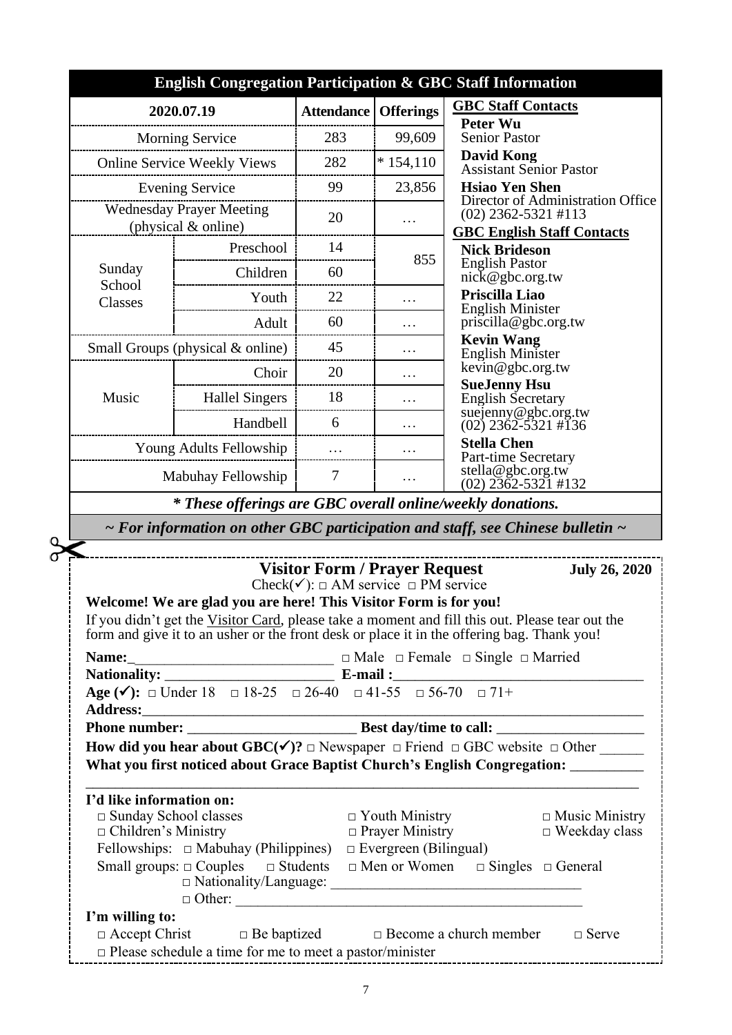## English Congregation Participation & GBC Staff Information

| 2020.07.19 | | Attendance | Offerings |
|---|---|---|---|
| Morning Service | | 283 | 99,609 |
| Online Service Weekly Views | | 282 | * 154,110 |
| Evening Service | | 99 | 23,856 |
| Wednesday Prayer Meeting (physical & online) | | 20 | … |
| Sunday School Classes | Preschool | 14 | 855 |
| | Children | 60 | |
| | Youth | 22 | … |
| | Adult | 60 | … |
| Small Groups (physical & online) | | 45 | … |
| Music | Choir | 20 | … |
| | Hallel Singers | 18 | … |
| | Handbell | 6 | … |
| Young Adults Fellowship | | … | … |
| Mabuhay Fellowship | | 7 | … |

**GBC Staff Contacts**

**Peter Wu**
Senior Pastor

**David Kong**
Assistant Senior Pastor

**Hsiao Yen Shen**
Director of Administration Office
(02) 2362-5321 #113

**GBC English Staff Contacts**

**Nick Brideson**
English Pastor
nick@gbc.org.tw

**Priscilla Liao**
English Minister
priscilla@gbc.org.tw

**Kevin Wang**
English Minister
kevin@gbc.org.tw

**SueJenny Hsu**
English Secretary
suejenny@gbc.org.tw
(02) 2362-5321 #136

**Stella Chen**
Part-time Secretary
stella@gbc.org.tw
(02) 2362-5321 #132

***\* These offerings are GBC overall online/weekly donations.***

***~ For information on other GBC participation and staff, see Chinese bulletin ~***

---

## Visitor Form / Prayer Request

**July 26, 2020**

Check(✓): □ AM service □ PM service

**Welcome! We are glad you are here! This Visitor Form is for you!**

If you didn't get the Visitor Card, please take a moment and fill this out. Please tear out the form and give it to an usher or the front desk or place it in the offering bag. Thank you!

**Name:**\_\_\_\_\_\_\_\_\_\_\_\_\_\_\_\_\_\_\_\_\_\_\_\_\_\_\_\_ □ Male □ Female □ Single □ Married

**Nationality:** \_\_\_\_\_\_\_\_\_\_\_\_\_\_\_\_\_\_\_\_\_\_\_\_ **E-mail :**\_\_\_\_\_\_\_\_\_\_\_\_\_\_\_\_\_\_\_\_\_\_\_\_\_\_\_\_\_\_\_\_

**Age (✓):** □ Under 18 □ 18-25 □ 26-40 □ 41-55 □ 56-70 □ 71+

**Address:**\_\_\_\_\_\_\_\_\_\_\_\_\_\_\_\_\_\_\_\_\_\_\_\_\_\_\_\_\_\_\_\_\_\_\_\_\_\_\_\_\_\_\_\_\_\_\_\_\_\_\_\_\_\_\_\_\_\_\_\_\_\_

**Phone number:** \_\_\_\_\_\_\_\_\_\_\_\_\_\_\_\_\_\_\_\_\_\_\_ **Best day/time to call:** \_\_\_\_\_\_\_\_\_\_\_\_\_\_\_\_\_\_\_\_

**How did you hear about GBC(✓)?** □ Newspaper □ Friend □ GBC website □ Other \_\_\_\_\_\_

**What you first noticed about Grace Baptist Church's English Congregation:** \_\_\_\_\_\_\_\_\_\_

\_\_\_\_\_\_\_\_\_\_\_\_\_\_\_\_\_\_\_\_\_\_\_\_\_\_\_\_\_\_\_\_\_\_\_\_\_\_\_\_\_\_\_\_\_\_\_\_\_\_\_\_\_\_\_\_\_\_\_\_\_\_\_\_\_\_\_\_\_\_\_\_\_\_\_\_

**I'd like information on:**

□ Sunday School classes □ Youth Ministry □ Music Ministry
□ Children's Ministry □ Prayer Ministry □ Weekday class
Fellowships: □ Mabuhay (Philippines) □ Evergreen (Bilingual)
Small groups: □ Couples □ Students □ Men or Women □ Singles □ General
□ Nationality/Language: \_\_\_\_\_\_\_\_\_\_\_\_\_\_\_\_\_\_\_\_\_\_\_\_\_\_\_\_\_\_\_\_\_\_\_
□ Other: \_\_\_\_\_\_\_\_\_\_\_\_\_\_\_\_\_\_\_\_\_\_\_\_\_\_\_\_\_\_\_\_\_\_\_\_\_\_\_\_\_\_\_\_\_\_\_\_

**I'm willing to:**

□ Accept Christ □ Be baptized □ Become a church member □ Serve
□ Please schedule a time for me to meet a pastor/minister